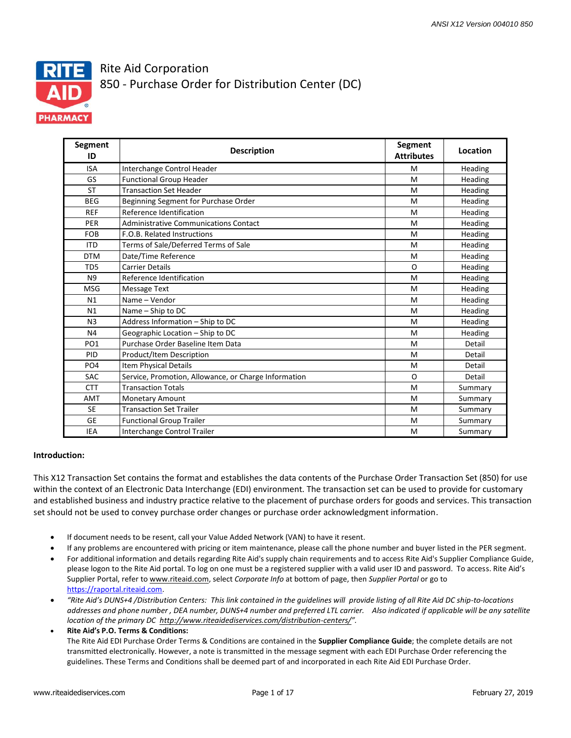# Rite Aid Corporation
## 850 - Purchase Order for Distribution Center (DC)

| Segment ID | Description | Segment Attributes | Location |
|---|---|---|---|
| ISA | Interchange Control Header | M | Heading |
| GS | Functional Group Header | M | Heading |
| ST | Transaction Set Header | M | Heading |
| BEG | Beginning Segment for Purchase Order | M | Heading |
| REF | Reference Identification | M | Heading |
| PER | Administrative Communications Contact | M | Heading |
| FOB | F.O.B. Related Instructions | M | Heading |
| ITD | Terms of Sale/Deferred Terms of Sale | M | Heading |
| DTM | Date/Time Reference | M | Heading |
| TD5 | Carrier Details | O | Heading |
| N9 | Reference Identification | M | Heading |
| MSG | Message Text | M | Heading |
| N1 | Name – Vendor | M | Heading |
| N1 | Name – Ship to DC | M | Heading |
| N3 | Address Information – Ship to DC | M | Heading |
| N4 | Geographic Location – Ship to DC | M | Heading |
| PO1 | Purchase Order Baseline Item Data | M | Detail |
| PID | Product/Item Description | M | Detail |
| PO4 | Item Physical Details | M | Detail |
| SAC | Service, Promotion, Allowance, or Charge Information | O | Detail |
| CTT | Transaction Totals | M | Summary |
| AMT | Monetary Amount | M | Summary |
| SE | Transaction Set Trailer | M | Summary |
| GE | Functional Group Trailer | M | Summary |
| IEA | Interchange Control Trailer | M | Summary |

**Introduction:**

This X12 Transaction Set contains the format and establishes the data contents of the Purchase Order Transaction Set (850) for use within the context of an Electronic Data Interchange (EDI) environment. The transaction set can be used to provide for customary and established business and industry practice relative to the placement of purchase orders for goods and services. This transaction set should not be used to convey purchase order changes or purchase order acknowledgment information.

- If document needs to be resent, call your Value Added Network (VAN) to have it resent.
- If any problems are encountered with pricing or item maintenance, please call the phone number and buyer listed in the PER segment.
- For additional information and details regarding Rite Aid's supply chain requirements and to access Rite Aid's Supplier Compliance Guide, please logon to the Rite Aid portal. To log on one must be a registered supplier with a valid user ID and password. To access. Rite Aid's Supplier Portal, refer to www.riteaid.com, select *Corporate Info* at bottom of page, then *Supplier Portal* or go to https://raportal.riteaid.com.
- *"Rite Aid's DUNS+4 /Distribution Centers: This link contained in the guidelines will provide listing of all Rite Aid DC ship-to-locations addresses and phone number , DEA number, DUNS+4 number and preferred LTL carrier. Also indicated if applicable will be any satellite location of the primary DC http://www.riteaidediservices.com/distribution-centers/".*
- **Rite Aid's P.O. Terms & Conditions:**
  The Rite Aid EDI Purchase Order Terms & Conditions are contained in the **Supplier Compliance Guide**; the complete details are not transmitted electronically. However, a note is transmitted in the message segment with each EDI Purchase Order referencing the guidelines. These Terms and Conditions shall be deemed part of and incorporated in each Rite Aid EDI Purchase Order.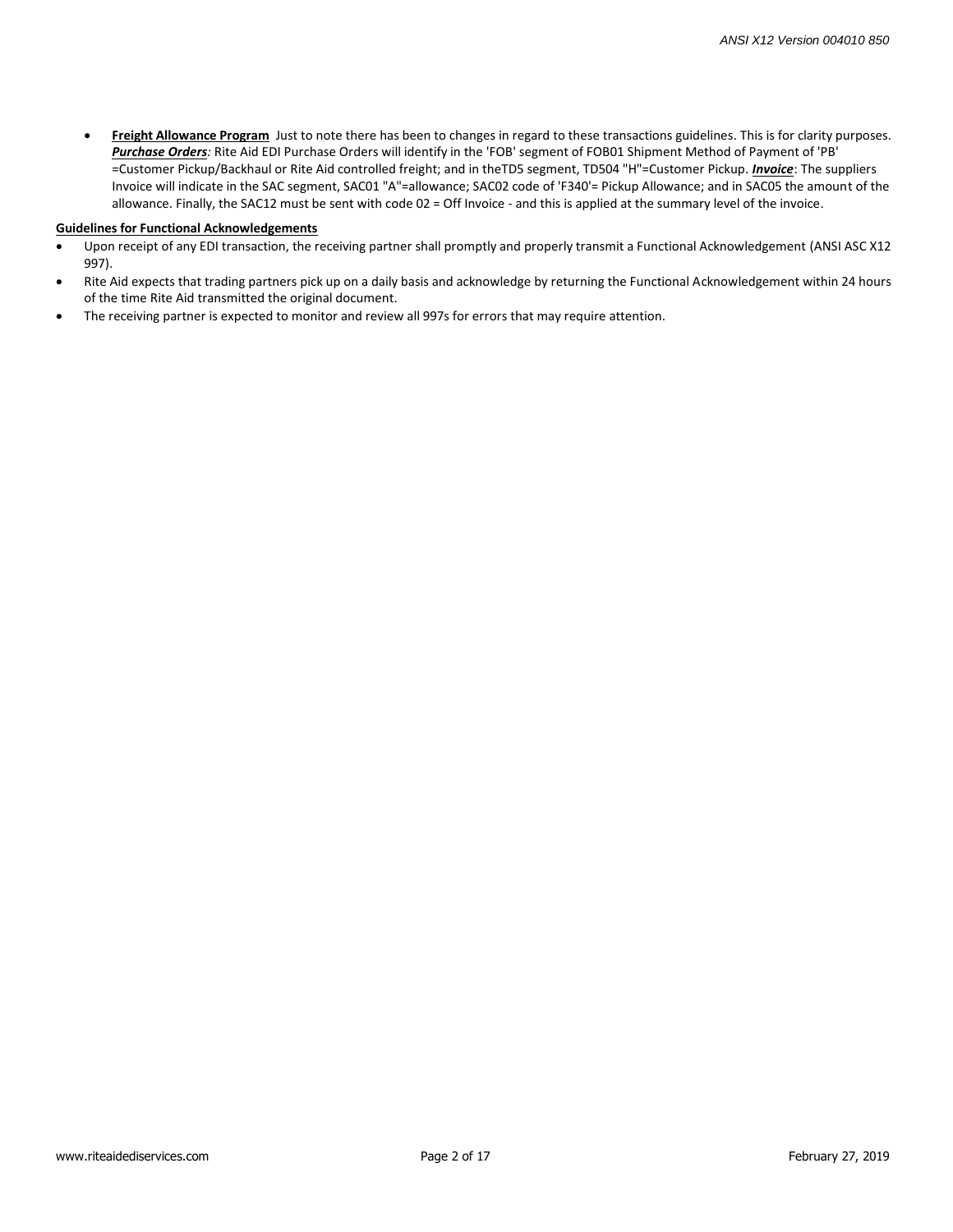- **Freight Allowance Program** Just to note there has been to changes in regard to these transactions guidelines. This is for clarity purposes. ***Purchase Orders**:* Rite Aid EDI Purchase Orders will identify in the 'FOB' segment of FOB01 Shipment Method of Payment of 'PB' =Customer Pickup/Backhaul or Rite Aid controlled freight; and in theTD5 segment, TD504 "H"=Customer Pickup. ***Invoice***: The suppliers Invoice will indicate in the SAC segment, SAC01 "A"=allowance; SAC02 code of 'F340'= Pickup Allowance; and in SAC05 the amount of the allowance. Finally, the SAC12 must be sent with code 02 = Off Invoice - and this is applied at the summary level of the invoice.

**Guidelines for Functional Acknowledgements**

- Upon receipt of any EDI transaction, the receiving partner shall promptly and properly transmit a Functional Acknowledgement (ANSI ASC X12 997).
- Rite Aid expects that trading partners pick up on a daily basis and acknowledge by returning the Functional Acknowledgement within 24 hours of the time Rite Aid transmitted the original document.
- The receiving partner is expected to monitor and review all 997s for errors that may require attention.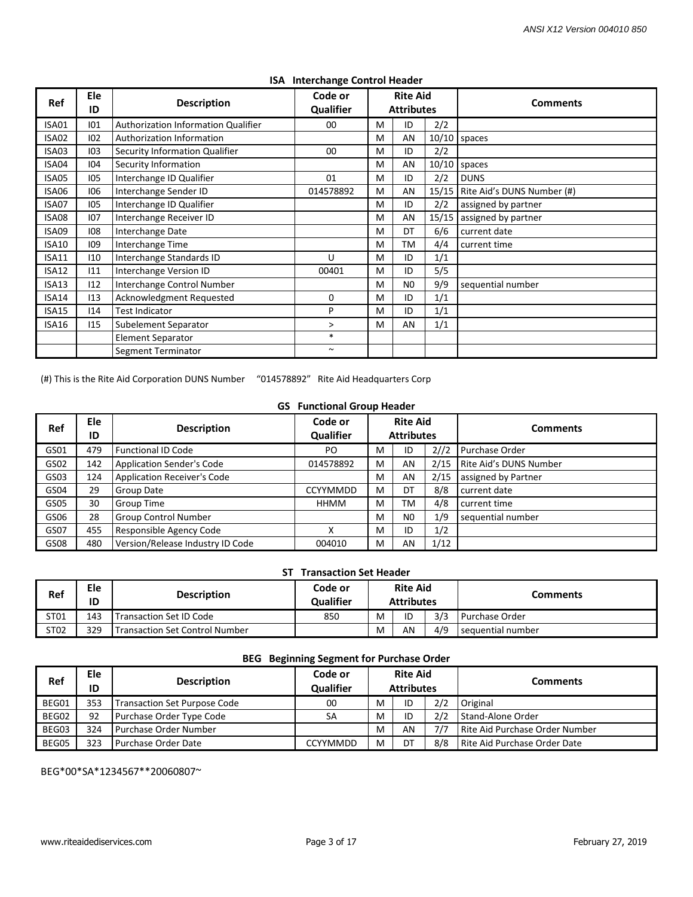### ISA Interchange Control Header

| Ref | Ele ID | Description | Code or Qualifier | Rite Aid Attributes | | | Comments |
|---|---|---|---|---|---|---|---|
| ISA01 | I01 | Authorization Information Qualifier | 00 | M | ID | 2/2 | |
| ISA02 | I02 | Authorization Information | | M | AN | 10/10 | spaces |
| ISA03 | I03 | Security Information Qualifier | 00 | M | ID | 2/2 | |
| ISA04 | I04 | Security Information | | M | AN | 10/10 | spaces |
| ISA05 | I05 | Interchange ID Qualifier | 01 | M | ID | 2/2 | DUNS |
| ISA06 | I06 | Interchange Sender ID | 014578892 | M | AN | 15/15 | Rite Aid's DUNS Number (#) |
| ISA07 | I05 | Interchange ID Qualifier | | M | ID | 2/2 | assigned by partner |
| ISA08 | I07 | Interchange Receiver ID | | M | AN | 15/15 | assigned by partner |
| ISA09 | I08 | Interchange Date | | M | DT | 6/6 | current date |
| ISA10 | I09 | Interchange Time | | M | TM | 4/4 | current time |
| ISA11 | I10 | Interchange Standards ID | U | M | ID | 1/1 | |
| ISA12 | I11 | Interchange Version ID | 00401 | M | ID | 5/5 | |
| ISA13 | I12 | Interchange Control Number | | M | N0 | 9/9 | sequential number |
| ISA14 | I13 | Acknowledgment Requested | 0 | M | ID | 1/1 | |
| ISA15 | I14 | Test Indicator | P | M | ID | 1/1 | |
| ISA16 | I15 | Subelement Separator | > | M | AN | 1/1 | |
| | | Element Separator | * | | | | |
| | | Segment Terminator | ~ | | | | |

(#) This is the Rite Aid Corporation DUNS Number "014578892" Rite Aid Headquarters Corp

### GS Functional Group Header

| Ref | Ele ID | Description | Code or Qualifier | Rite Aid Attributes | | | Comments |
|---|---|---|---|---|---|---|---|
| GS01 | 479 | Functional ID Code | PO | M | ID | 2//2 | Purchase Order |
| GS02 | 142 | Application Sender's Code | 014578892 | M | AN | 2/15 | Rite Aid's DUNS Number |
| GS03 | 124 | Application Receiver's Code | | M | AN | 2/15 | assigned by Partner |
| GS04 | 29 | Group Date | CCYYMMDD | M | DT | 8/8 | current date |
| GS05 | 30 | Group Time | HHMM | M | TM | 4/8 | current time |
| GS06 | 28 | Group Control Number | | M | N0 | 1/9 | sequential number |
| GS07 | 455 | Responsible Agency Code | X | M | ID | 1/2 | |
| GS08 | 480 | Version/Release Industry ID Code | 004010 | M | AN | 1/12 | |

### ST Transaction Set Header

| Ref | Ele ID | Description | Code or Qualifier | Rite Aid Attributes | | | Comments |
|---|---|---|---|---|---|---|---|
| ST01 | 143 | Transaction Set ID Code | 850 | M | ID | 3/3 | Purchase Order |
| ST02 | 329 | Transaction Set Control Number | | M | AN | 4/9 | sequential number |

### BEG Beginning Segment for Purchase Order

| Ref | Ele ID | Description | Code or Qualifier | Rite Aid Attributes | | | Comments |
|---|---|---|---|---|---|---|---|
| BEG01 | 353 | Transaction Set Purpose Code | 00 | M | ID | 2/2 | Original |
| BEG02 | 92 | Purchase Order Type Code | SA | M | ID | 2/2 | Stand-Alone Order |
| BEG03 | 324 | Purchase Order Number | | M | AN | 7/7 | Rite Aid Purchase Order Number |
| BEG05 | 323 | Purchase Order Date | CCYYMMDD | M | DT | 8/8 | Rite Aid Purchase Order Date |

BEG*00*SA*1234567**20060807~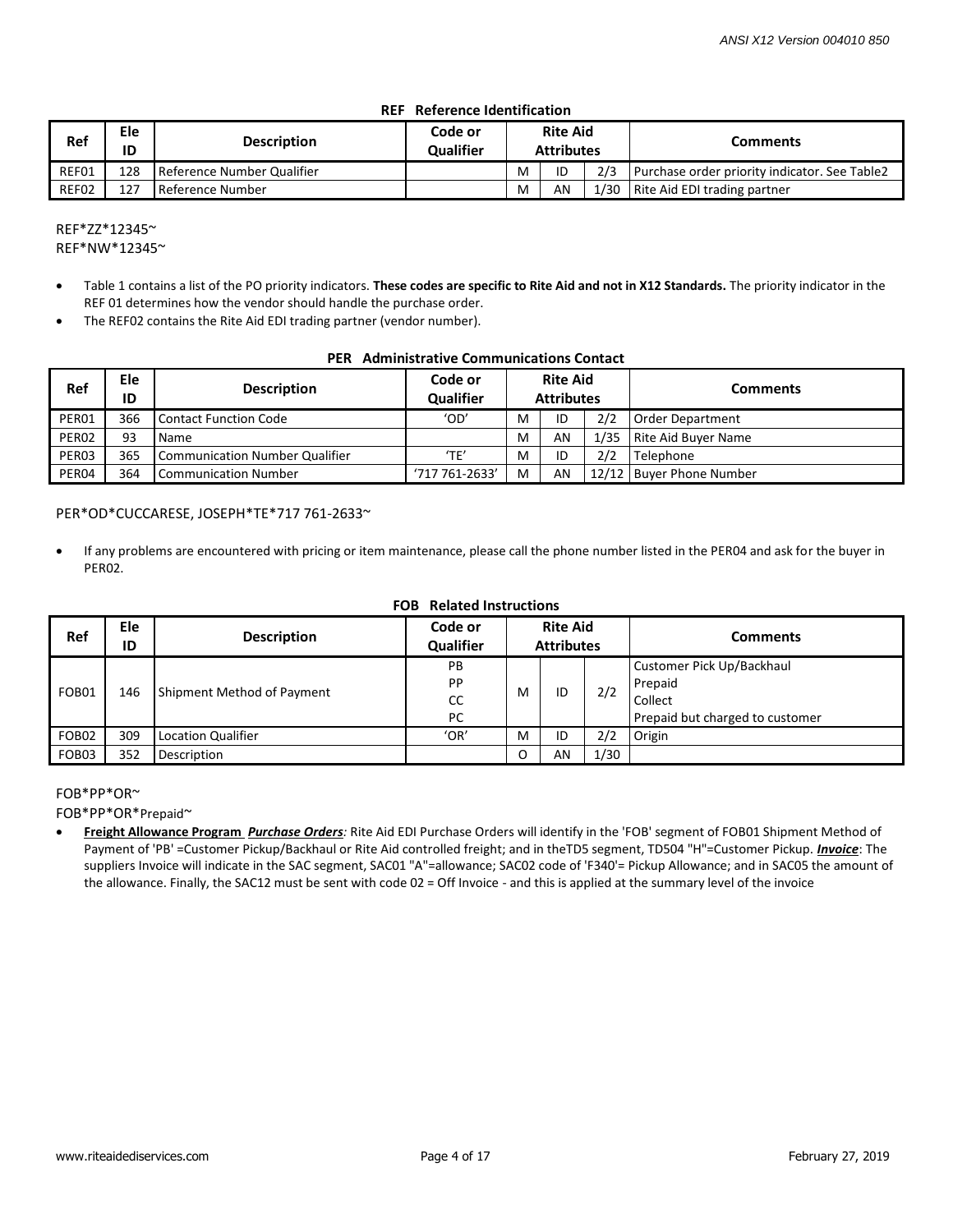### REF Reference Identification

| Ref | Ele ID | Description | Code or Qualifier | Rite Aid Attributes | | | Comments |
|---|---|---|---|---|---|---|---|
| REF01 | 128 | Reference Number Qualifier | | M | ID | 2/3 | Purchase order priority indicator. See Table2 |
| REF02 | 127 | Reference Number | | M | AN | 1/30 | Rite Aid EDI trading partner |

REF*ZZ*12345~
REF*NW*12345~

- Table 1 contains a list of the PO priority indicators. **These codes are specific to Rite Aid and not in X12 Standards.** The priority indicator in the REF 01 determines how the vendor should handle the purchase order.
- The REF02 contains the Rite Aid EDI trading partner (vendor number).

### PER Administrative Communications Contact

| Ref | Ele ID | Description | Code or Qualifier | Rite Aid Attributes | | | Comments |
|---|---|---|---|---|---|---|---|
| PER01 | 366 | Contact Function Code | 'OD' | M | ID | 2/2 | Order Department |
| PER02 | 93 | Name | | M | AN | 1/35 | Rite Aid Buyer Name |
| PER03 | 365 | Communication Number Qualifier | 'TE' | M | ID | 2/2 | Telephone |
| PER04 | 364 | Communication Number | '717 761-2633' | M | AN | 12/12 | Buyer Phone Number |

PER*OD*CUCCARESE, JOSEPH*TE*717 761-2633~

- If any problems are encountered with pricing or item maintenance, please call the phone number listed in the PER04 and ask for the buyer in PER02.

### FOB Related Instructions

| Ref | Ele ID | Description | Code or Qualifier | Rite Aid Attributes | | | Comments |
|---|---|---|---|---|---|---|---|
| FOB01 | 146 | Shipment Method of Payment | PB<br>PP<br>CC<br>PC | M | ID | 2/2 | Customer Pick Up/Backhaul<br>Prepaid<br>Collect<br>Prepaid but charged to customer |
| FOB02 | 309 | Location Qualifier | 'OR' | M | ID | 2/2 | Origin |
| FOB03 | 352 | Description | | O | AN | 1/30 | |

FOB*PP*OR~
FOB*PP*OR*Prepaid~

- **Freight Allowance Program** ***Purchase Orders****:* Rite Aid EDI Purchase Orders will identify in the 'FOB' segment of FOB01 Shipment Method of Payment of 'PB' =Customer Pickup/Backhaul or Rite Aid controlled freight; and in theTD5 segment, TD504 "H"=Customer Pickup. ***Invoice***: The suppliers Invoice will indicate in the SAC segment, SAC01 "A"=allowance; SAC02 code of 'F340'= Pickup Allowance; and in SAC05 the amount of the allowance. Finally, the SAC12 must be sent with code 02 = Off Invoice - and this is applied at the summary level of the invoice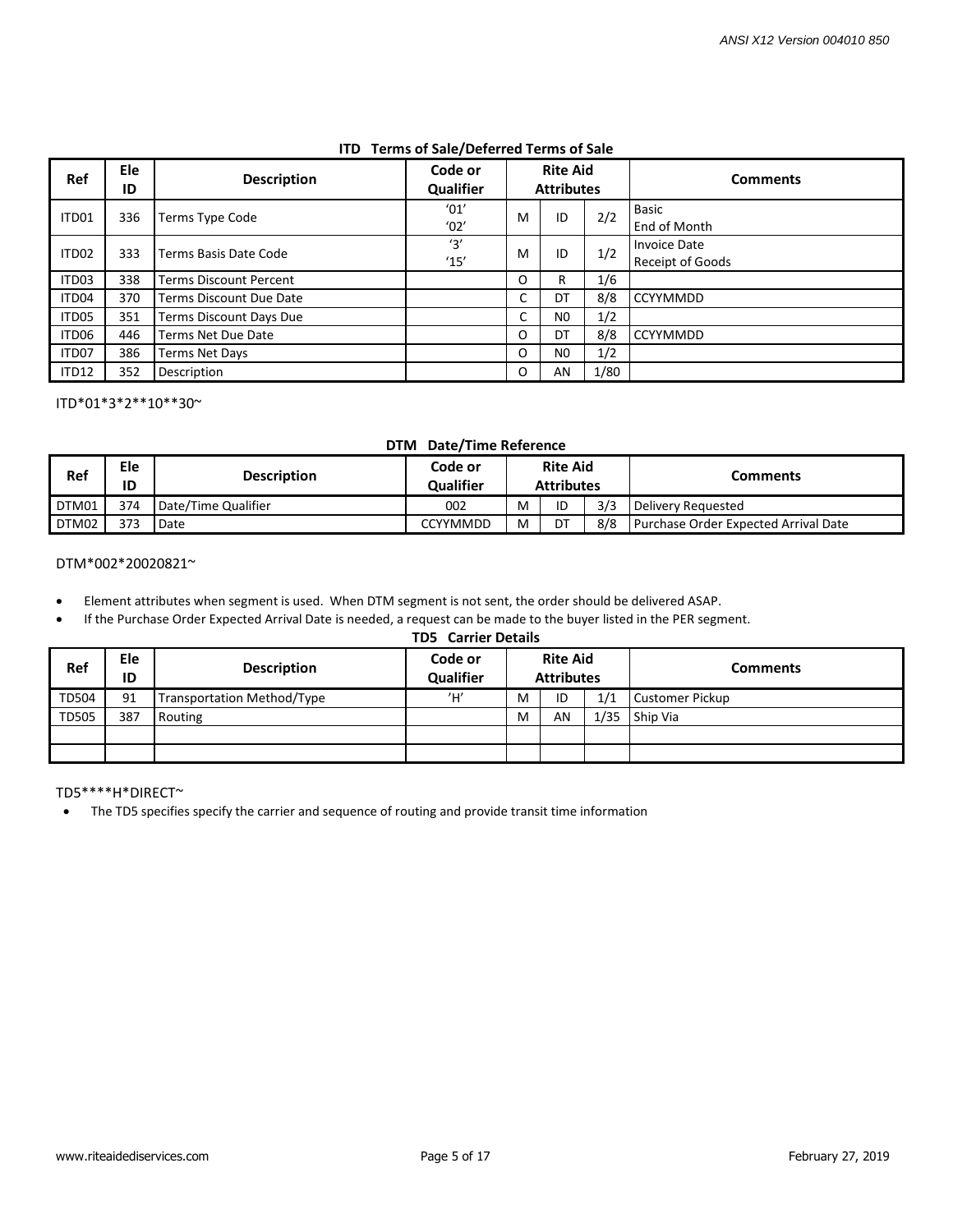### ITD Terms of Sale/Deferred Terms of Sale

| Ref | Ele ID | Description | Code or Qualifier | Rite Aid Attributes | | | Comments |
|---|---|---|---|---|---|---|---|
| ITD01 | 336 | Terms Type Code | '01'<br>'02' | M | ID | 2/2 | Basic<br>End of Month |
| ITD02 | 333 | Terms Basis Date Code | '3'<br>'15' | M | ID | 1/2 | Invoice Date<br>Receipt of Goods |
| ITD03 | 338 | Terms Discount Percent | | O | R | 1/6 | |
| ITD04 | 370 | Terms Discount Due Date | | C | DT | 8/8 | CCYYMMDD |
| ITD05 | 351 | Terms Discount Days Due | | C | N0 | 1/2 | |
| ITD06 | 446 | Terms Net Due Date | | O | DT | 8/8 | CCYYMMDD |
| ITD07 | 386 | Terms Net Days | | O | N0 | 1/2 | |
| ITD12 | 352 | Description | | O | AN | 1/80 | |

ITD*01*3*2**10**30~

### DTM Date/Time Reference

| Ref | Ele ID | Description | Code or Qualifier | Rite Aid Attributes | | | Comments |
|---|---|---|---|---|---|---|---|
| DTM01 | 374 | Date/Time Qualifier | 002 | M | ID | 3/3 | Delivery Requested |
| DTM02 | 373 | Date | CCYYMMDD | M | DT | 8/8 | Purchase Order Expected Arrival Date |

DTM*002*20020821~

- Element attributes when segment is used. When DTM segment is not sent, the order should be delivered ASAP.
- If the Purchase Order Expected Arrival Date is needed, a request can be made to the buyer listed in the PER segment.

### TD5 Carrier Details

| Ref | Ele ID | Description | Code or Qualifier | Rite Aid Attributes | | | Comments |
|---|---|---|---|---|---|---|---|
| TD504 | 91 | Transportation Method/Type | 'H' | M | ID | 1/1 | Customer Pickup |
| TD505 | 387 | Routing | | M | AN | 1/35 | Ship Via |
| | | | | | | | |
| | | | | | | | |

TD5****H*DIRECT~

- The TD5 specifies specify the carrier and sequence of routing and provide transit time information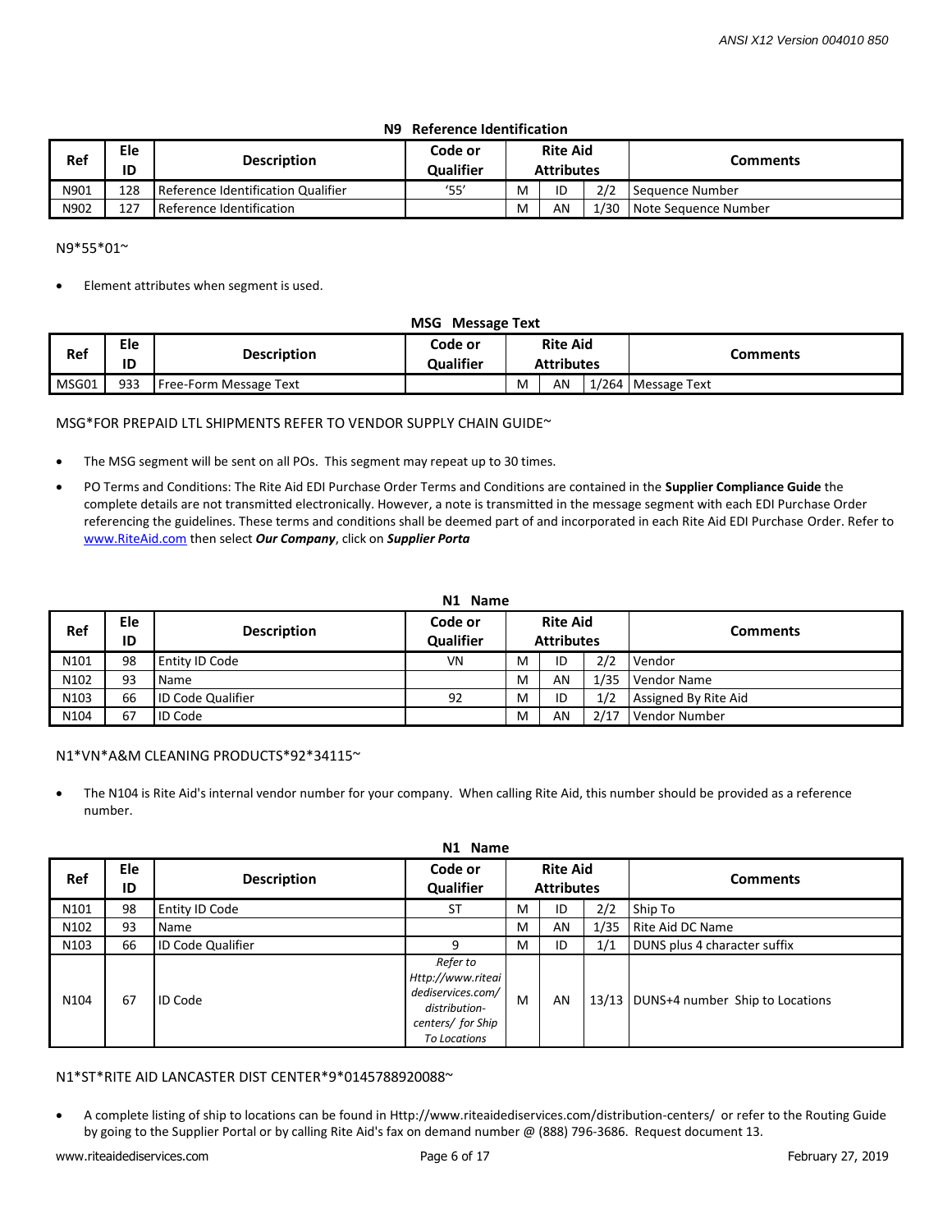### N9 Reference Identification

| Ref | Ele ID | Description | Code or Qualifier | Rite Aid Attributes | | | Comments |
|---|---|---|---|---|---|---|---|
| N901 | 128 | Reference Identification Qualifier | '55' | M | ID | 2/2 | Sequence Number |
| N902 | 127 | Reference Identification | | M | AN | 1/30 | Note Sequence Number |

N9*55*01~

- Element attributes when segment is used.

### MSG Message Text

| Ref | Ele ID | Description | Code or Qualifier | Rite Aid Attributes | | | Comments |
|---|---|---|---|---|---|---|---|
| MSG01 | 933 | Free-Form Message Text | | M | AN | 1/264 | Message Text |

MSG*FOR PREPAID LTL SHIPMENTS REFER TO VENDOR SUPPLY CHAIN GUIDE~

- The MSG segment will be sent on all POs. This segment may repeat up to 30 times.
- PO Terms and Conditions: The Rite Aid EDI Purchase Order Terms and Conditions are contained in the **Supplier Compliance Guide** the complete details are not transmitted electronically. However, a note is transmitted in the message segment with each EDI Purchase Order referencing the guidelines. These terms and conditions shall be deemed part of and incorporated in each Rite Aid EDI Purchase Order. Refer to [www.RiteAid.com](http://www.RiteAid.com) then select ***Our Company***, click on ***Supplier Porta***

### N1 Name

| Ref | Ele ID | Description | Code or Qualifier | Rite Aid Attributes | | | Comments |
|---|---|---|---|---|---|---|---|
| N101 | 98 | Entity ID Code | VN | M | ID | 2/2 | Vendor |
| N102 | 93 | Name | | M | AN | 1/35 | Vendor Name |
| N103 | 66 | ID Code Qualifier | 92 | M | ID | 1/2 | Assigned By Rite Aid |
| N104 | 67 | ID Code | | M | AN | 2/17 | Vendor Number |

N1*VN*A&M CLEANING PRODUCTS*92*34115~

- The N104 is Rite Aid's internal vendor number for your company. When calling Rite Aid, this number should be provided as a reference number.

### N1 Name

| Ref | Ele ID | Description | Code or Qualifier | Rite Aid Attributes | | | Comments |
|---|---|---|---|---|---|---|---|
| N101 | 98 | Entity ID Code | ST | M | ID | 2/2 | Ship To |
| N102 | 93 | Name | | M | AN | 1/35 | Rite Aid DC Name |
| N103 | 66 | ID Code Qualifier | 9 | M | ID | 1/1 | DUNS plus 4 character suffix |
| N104 | 67 | ID Code | *Refer to Http://www.riteaidediservices.com/distribution-centers/ for Ship To Locations* | M | AN | 13/13 | DUNS+4 number Ship to Locations |

N1*ST*RITE AID LANCASTER DIST CENTER*9*0145788920088~

- A complete listing of ship to locations can be found in Http://www.riteaidediservices.com/distribution-centers/ or refer to the Routing Guide by going to the Supplier Portal or by calling Rite Aid's fax on demand number @ (888) 796-3686. Request document 13.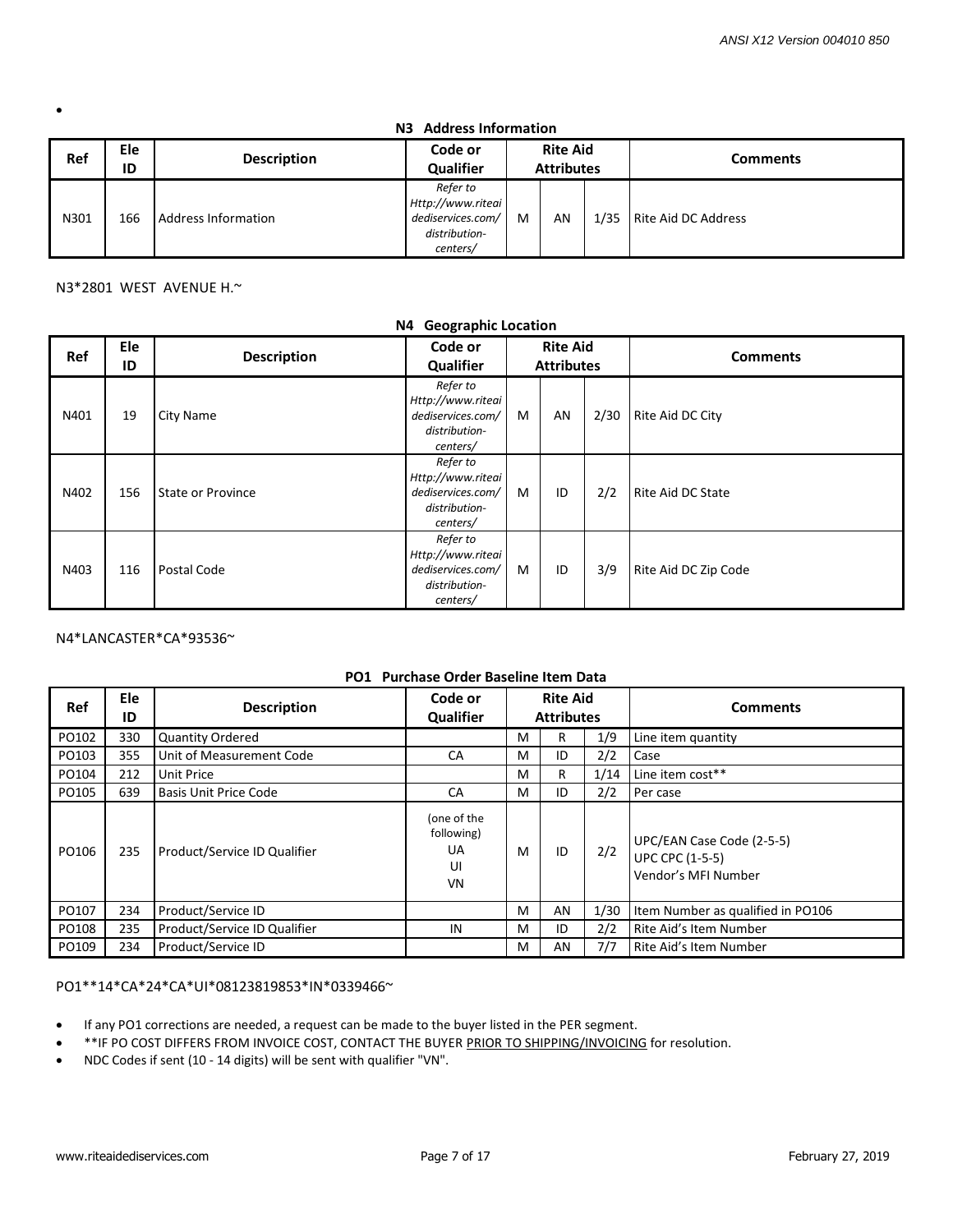•

### N3 Address Information

| Ref | Ele ID | Description | Code or Qualifier | Rite Aid Attributes | | | Comments |
|---|---|---|---|---|---|---|---|
| N301 | 166 | Address Information | *Refer to Http://www.riteaidediservices.com/distribution-centers/* | M | AN | 1/35 | Rite Aid DC Address |

N3*2801 WEST AVENUE H.~

### N4 Geographic Location

| Ref | Ele ID | Description | Code or Qualifier | Rite Aid Attributes | | | Comments |
|---|---|---|---|---|---|---|---|
| N401 | 19 | City Name | *Refer to Http://www.riteaidediservices.com/distribution-centers/* | M | AN | 2/30 | Rite Aid DC City |
| N402 | 156 | State or Province | *Refer to Http://www.riteaidediservices.com/distribution-centers/* | M | ID | 2/2 | Rite Aid DC State |
| N403 | 116 | Postal Code | *Refer to Http://www.riteaidediservices.com/distribution-centers/* | M | ID | 3/9 | Rite Aid DC Zip Code |

N4*LANCASTER*CA*93536~

### PO1 Purchase Order Baseline Item Data

| Ref | Ele ID | Description | Code or Qualifier | Rite Aid Attributes | | | Comments |
|---|---|---|---|---|---|---|---|
| PO102 | 330 | Quantity Ordered | | M | R | 1/9 | Line item quantity |
| PO103 | 355 | Unit of Measurement Code | CA | M | ID | 2/2 | Case |
| PO104 | 212 | Unit Price | | M | R | 1/14 | Line item cost** |
| PO105 | 639 | Basis Unit Price Code | CA | M | ID | 2/2 | Per case |
| PO106 | 235 | Product/Service ID Qualifier | (one of the following) UA UI VN | M | ID | 2/2 | UPC/EAN Case Code (2-5-5) UPC CPC (1-5-5) Vendor's MFI Number |
| PO107 | 234 | Product/Service ID | | M | AN | 1/30 | Item Number as qualified in PO106 |
| PO108 | 235 | Product/Service ID Qualifier | IN | M | ID | 2/2 | Rite Aid's Item Number |
| PO109 | 234 | Product/Service ID | | M | AN | 7/7 | Rite Aid's Item Number |

PO1**14*CA*24*CA*UI*08123819853*IN*0339466~

- If any PO1 corrections are needed, a request can be made to the buyer listed in the PER segment.
- **IF PO COST DIFFERS FROM INVOICE COST, CONTACT THE BUYER PRIOR TO SHIPPING/INVOICING for resolution.
- NDC Codes if sent (10 - 14 digits) will be sent with qualifier "VN".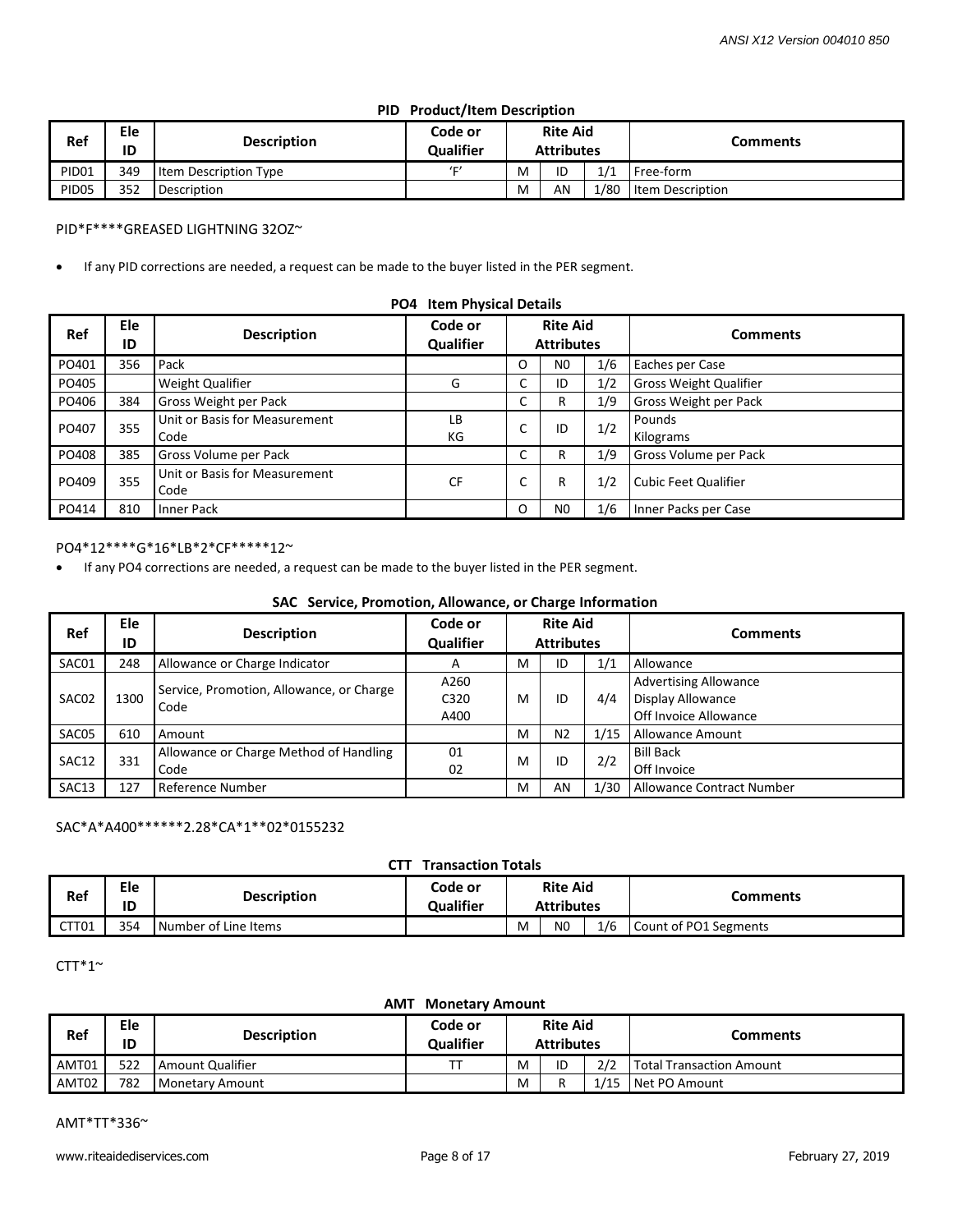### PID Product/Item Description

| Ref | Ele ID | Description | Code or Qualifier | Rite Aid Attributes | | | Comments |
|---|---|---|---|---|---|---|---|
| PID01 | 349 | Item Description Type | 'F' | M | ID | 1/1 | Free-form |
| PID05 | 352 | Description | | M | AN | 1/80 | Item Description |

PID*F****GREASED LIGHTNING 32OZ~

- If any PID corrections are needed, a request can be made to the buyer listed in the PER segment.

### PO4 Item Physical Details

| Ref | Ele ID | Description | Code or Qualifier | Rite Aid Attributes | | | Comments |
|---|---|---|---|---|---|---|---|
| PO401 | 356 | Pack | | O | N0 | 1/6 | Eaches per Case |
| PO405 | | Weight Qualifier | G | C | ID | 1/2 | Gross Weight Qualifier |
| PO406 | 384 | Gross Weight per Pack | | C | R | 1/9 | Gross Weight per Pack |
| PO407 | 355 | Unit or Basis for Measurement Code | LB<br>KG | C | ID | 1/2 | Pounds<br>Kilograms |
| PO408 | 385 | Gross Volume per Pack | | C | R | 1/9 | Gross Volume per Pack |
| PO409 | 355 | Unit or Basis for Measurement Code | CF | C | R | 1/2 | Cubic Feet Qualifier |
| PO414 | 810 | Inner Pack | | O | N0 | 1/6 | Inner Packs per Case |

PO4*12****G*16*LB*2*CF*****12~

- If any PO4 corrections are needed, a request can be made to the buyer listed in the PER segment.

### SAC Service, Promotion, Allowance, or Charge Information

| Ref | Ele ID | Description | Code or Qualifier | Rite Aid Attributes | | | Comments |
|---|---|---|---|---|---|---|---|
| SAC01 | 248 | Allowance or Charge Indicator | A | M | ID | 1/1 | Allowance |
| SAC02 | 1300 | Service, Promotion, Allowance, or Charge Code | A260<br>C320<br>A400 | M | ID | 4/4 | Advertising Allowance<br>Display Allowance<br>Off Invoice Allowance |
| SAC05 | 610 | Amount | | M | N2 | 1/15 | Allowance Amount |
| SAC12 | 331 | Allowance or Charge Method of Handling Code | 01<br>02 | M | ID | 2/2 | Bill Back<br>Off Invoice |
| SAC13 | 127 | Reference Number | | M | AN | 1/30 | Allowance Contract Number |

SAC*A*A400******2.28*CA*1**02*0155232

### CTT Transaction Totals

| Ref | Ele ID | Description | Code or Qualifier | Rite Aid Attributes | | | Comments |
|---|---|---|---|---|---|---|---|
| CTT01 | 354 | Number of Line Items | | M | N0 | 1/6 | Count of PO1 Segments |

CTT*1~

### AMT Monetary Amount

| Ref | Ele ID | Description | Code or Qualifier | Rite Aid Attributes | | | Comments |
|---|---|---|---|---|---|---|---|
| AMT01 | 522 | Amount Qualifier | TT | M | ID | 2/2 | Total Transaction Amount |
| AMT02 | 782 | Monetary Amount | | M | R | 1/15 | Net PO Amount |

AMT*TT*336~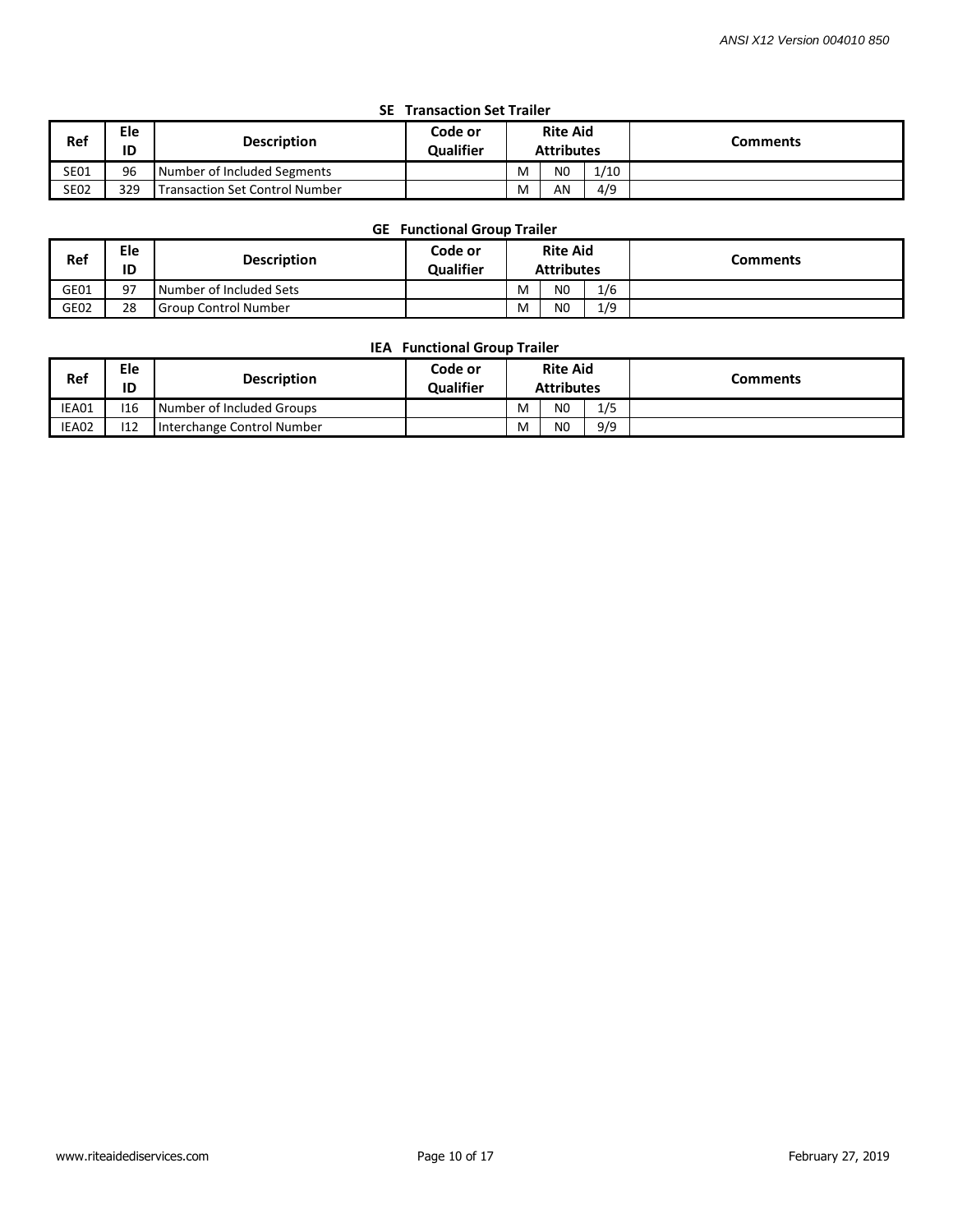### SE Transaction Set Trailer

| Ref | Ele ID | Description | Code or Qualifier | Rite Aid Attributes | | | Comments |
|---|---|---|---|---|---|---|---|
| SE01 | 96 | Number of Included Segments | | M | N0 | 1/10 | |
| SE02 | 329 | Transaction Set Control Number | | M | AN | 4/9 | |

### GE Functional Group Trailer

| Ref | Ele ID | Description | Code or Qualifier | Rite Aid Attributes | | | Comments |
|---|---|---|---|---|---|---|---|
| GE01 | 97 | Number of Included Sets | | M | N0 | 1/6 | |
| GE02 | 28 | Group Control Number | | M | N0 | 1/9 | |

### IEA Functional Group Trailer

| Ref | Ele ID | Description | Code or Qualifier | Rite Aid Attributes | | | Comments |
|---|---|---|---|---|---|---|---|
| IEA01 | I16 | Number of Included Groups | | M | N0 | 1/5 | |
| IEA02 | I12 | Interchange Control Number | | M | N0 | 9/9 | |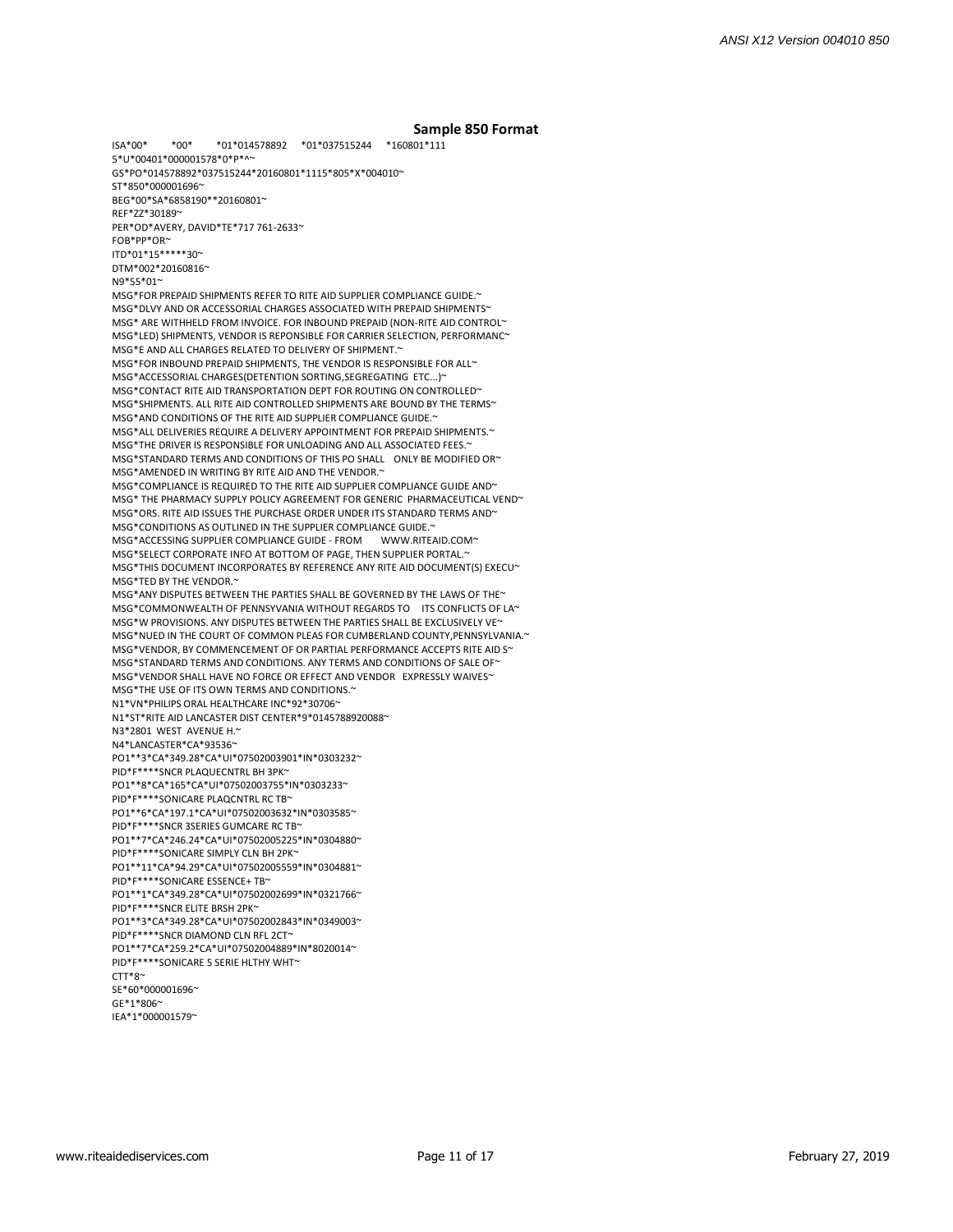## Sample 850 Format

```
ISA*00*          *00*          *01*014578892      *01*037515244      *160801*111
5*U*00401*000001578*0*P*^~
GS*PO*014578892*037515244*20160801*1115*805*X*004010~
ST*850*000001696~
BEG*00*SA*6858190**20160801~
REF*ZZ*30189~
PER*OD*AVERY, DAVID*TE*717 761-2633~
FOB*PP*OR~
ITD*01*15*****30~
DTM*002*20160816~
N9*55*01~
MSG*FOR PREPAID SHIPMENTS REFER TO RITE AID SUPPLIER COMPLIANCE GUIDE.~
MSG*DLVY AND OR ACCESSORIAL CHARGES ASSOCIATED WITH PREPAID SHIPMENTS~
MSG* ARE WITHHELD FROM INVOICE. FOR INBOUND PREPAID (NON-RITE AID CONTROL~
MSG*LED) SHIPMENTS, VENDOR IS REPONSIBLE FOR CARRIER SELECTION, PERFORMANC~
MSG*E AND ALL CHARGES RELATED TO DELIVERY OF SHIPMENT.~
MSG*FOR INBOUND PREPAID SHIPMENTS, THE VENDOR IS RESPONSIBLE FOR ALL~
MSG*ACCESSORIAL CHARGES(DETENTION SORTING,SEGREGATING  ETC...)~
MSG*CONTACT RITE AID TRANSPORTATION DEPT FOR ROUTING ON CONTROLLED~
MSG*SHIPMENTS. ALL RITE AID CONTROLLED SHIPMENTS ARE BOUND BY THE TERMS~
MSG*AND CONDITIONS OF THE RITE AID SUPPLIER COMPLIANCE GUIDE.~
MSG*ALL DELIVERIES REQUIRE A DELIVERY APPOINTMENT FOR PREPAID SHIPMENTS.~
MSG*THE DRIVER IS RESPONSIBLE FOR UNLOADING AND ALL ASSOCIATED FEES.~
MSG*STANDARD TERMS AND CONDITIONS OF THIS PO SHALL    ONLY BE MODIFIED OR~
MSG*AMENDED IN WRITING BY RITE AID AND THE VENDOR.~
MSG*COMPLIANCE IS REQUIRED TO THE RITE AID SUPPLIER COMPLIANCE GUIDE AND~
MSG* THE PHARMACY SUPPLY POLICY AGREEMENT FOR GENERIC  PHARMACEUTICAL VEND~
MSG*ORS. RITE AID ISSUES THE PURCHASE ORDER UNDER ITS STANDARD TERMS AND~
MSG*CONDITIONS AS OUTLINED IN THE SUPPLIER COMPLIANCE GUIDE.~
MSG*ACCESSING SUPPLIER COMPLIANCE GUIDE - FROM       WWW.RITEAID.COM~
MSG*SELECT CORPORATE INFO AT BOTTOM OF PAGE, THEN SUPPLIER PORTAL.~
MSG*THIS DOCUMENT INCORPORATES BY REFERENCE ANY RITE AID DOCUMENT(S) EXECU~
MSG*TED BY THE VENDOR.~
MSG*ANY DISPUTES BETWEEN THE PARTIES SHALL BE GOVERNED BY THE LAWS OF THE~
MSG*COMMONWEALTH OF PENNSYVANIA WITHOUT REGARDS TO    ITS CONFLICTS OF LA~
MSG*W PROVISIONS. ANY DISPUTES BETWEEN THE PARTIES SHALL BE EXCLUSIVELY VE~
MSG*NUED IN THE COURT OF COMMON PLEAS FOR CUMBERLAND COUNTY,PENNSYLVANIA.~
MSG*VENDOR, BY COMMENCEMENT OF OR PARTIAL PERFORMANCE ACCEPTS RITE AID S~
MSG*STANDARD TERMS AND CONDITIONS. ANY TERMS AND CONDITIONS OF SALE OF~
MSG*VENDOR SHALL HAVE NO FORCE OR EFFECT AND VENDOR   EXPRESSLY WAIVES~
MSG*THE USE OF ITS OWN TERMS AND CONDITIONS.~
N1*VN*PHILIPS ORAL HEALTHCARE INC*92*30706~
N1*ST*RITE AID LANCASTER DIST CENTER*9*0145788920088~
N3*2801  WEST  AVENUE H.~
N4*LANCASTER*CA*93536~
PO1**3*CA*349.28*CA*UI*07502003901*IN*0303232~
PID*F****SNCR PLAQUECNTRL BH 3PK~
PO1**8*CA*165*CA*UI*07502003755*IN*0303233~
PID*F****SONICARE PLAQCNTRL RC TB~
PO1**6*CA*197.1*CA*UI*07502003632*IN*0303585~
PID*F****SNCR 3SERIES GUMCARE RC TB~
PO1**7*CA*246.24*CA*UI*07502005225*IN*0304880~
PID*F****SONICARE SIMPLY CLN BH 2PK~
PO1**11*CA*94.29*CA*UI*07502005559*IN*0304881~
PID*F****SONICARE ESSENCE+ TB~
PO1**1*CA*349.28*CA*UI*07502002699*IN*0321766~
PID*F****SNCR ELITE BRSH 2PK~
PO1**3*CA*349.28*CA*UI*07502002843*IN*0349003~
PID*F****SNCR DIAMOND CLN RFL 2CT~
PO1**7*CA*259.2*CA*UI*07502004889*IN*8020014~
PID*F****SONICARE 5 SERIE HLTHY WHT~
CTT*8~
SE*60*000001696~
GE*1*806~
IEA*1*000001579~
```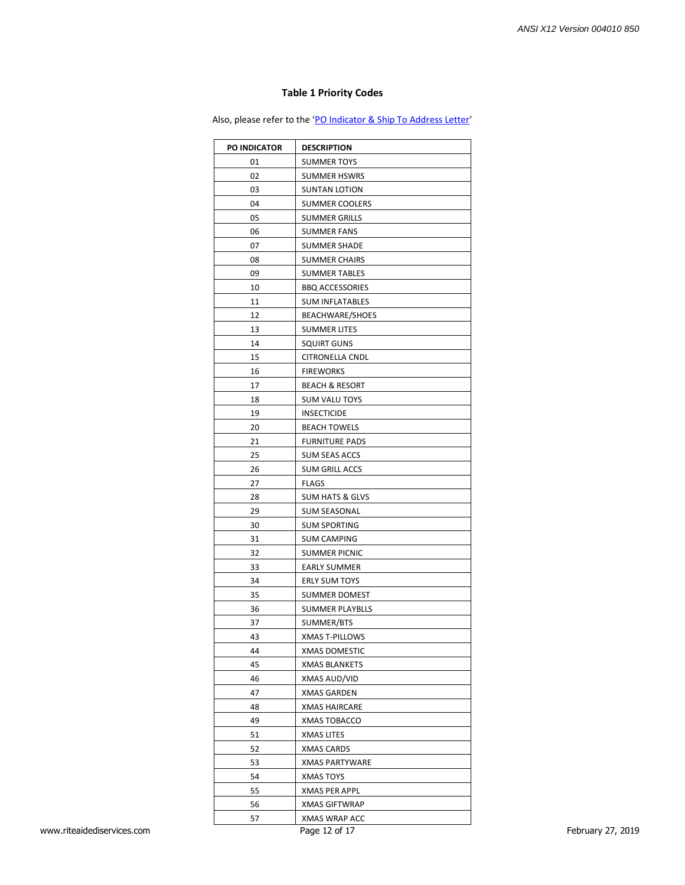### Table 1 Priority Codes

Also, please refer to the 'PO Indicator & Ship To Address Letter'

| PO INDICATOR | DESCRIPTION |
|---|---|
| 01 | SUMMER TOYS |
| 02 | SUMMER HSWRS |
| 03 | SUNTAN LOTION |
| 04 | SUMMER COOLERS |
| 05 | SUMMER GRILLS |
| 06 | SUMMER FANS |
| 07 | SUMMER SHADE |
| 08 | SUMMER CHAIRS |
| 09 | SUMMER TABLES |
| 10 | BBQ ACCESSORIES |
| 11 | SUM INFLATABLES |
| 12 | BEACHWARE/SHOES |
| 13 | SUMMER LITES |
| 14 | SQUIRT GUNS |
| 15 | CITRONELLA CNDL |
| 16 | FIREWORKS |
| 17 | BEACH & RESORT |
| 18 | SUM VALU TOYS |
| 19 | INSECTICIDE |
| 20 | BEACH TOWELS |
| 21 | FURNITURE PADS |
| 25 | SUM SEAS ACCS |
| 26 | SUM GRILL ACCS |
| 27 | FLAGS |
| 28 | SUM HATS & GLVS |
| 29 | SUM SEASONAL |
| 30 | SUM SPORTING |
| 31 | SUM CAMPING |
| 32 | SUMMER PICNIC |
| 33 | EARLY SUMMER |
| 34 | ERLY SUM TOYS |
| 35 | SUMMER DOMEST |
| 36 | SUMMER PLAYBLLS |
| 37 | SUMMER/BTS |
| 43 | XMAS T-PILLOWS |
| 44 | XMAS DOMESTIC |
| 45 | XMAS BLANKETS |
| 46 | XMAS AUD/VID |
| 47 | XMAS GARDEN |
| 48 | XMAS HAIRCARE |
| 49 | XMAS TOBACCO |
| 51 | XMAS LITES |
| 52 | XMAS CARDS |
| 53 | XMAS PARTYWARE |
| 54 | XMAS TOYS |
| 55 | XMAS PER APPL |
| 56 | XMAS GIFTWRAP |
| 57 | XMAS WRAP ACC |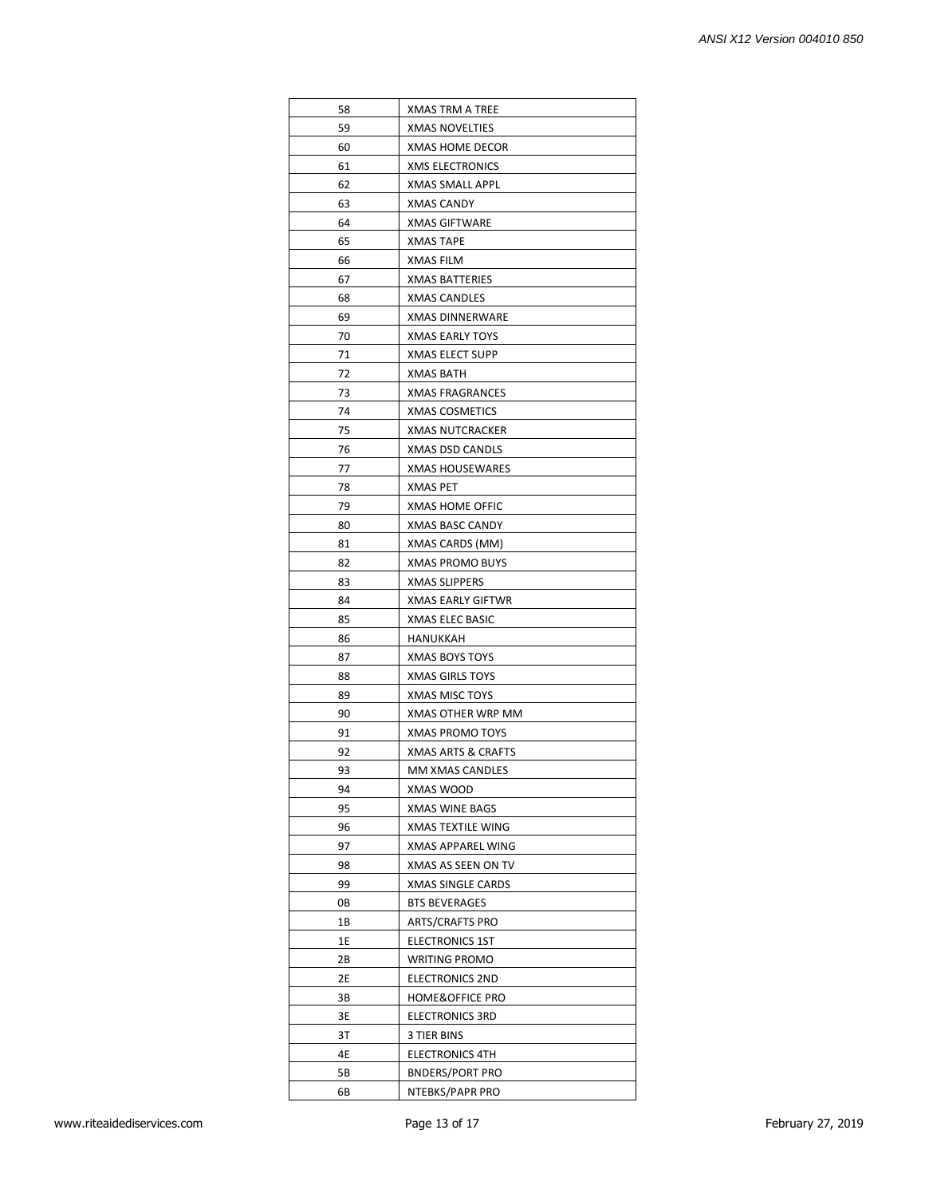| | |
|---|---|
| 58 | XMAS TRM A TREE |
| 59 | XMAS NOVELTIES |
| 60 | XMAS HOME DECOR |
| 61 | XMS ELECTRONICS |
| 62 | XMAS SMALL APPL |
| 63 | XMAS CANDY |
| 64 | XMAS GIFTWARE |
| 65 | XMAS TAPE |
| 66 | XMAS FILM |
| 67 | XMAS BATTERIES |
| 68 | XMAS CANDLES |
| 69 | XMAS DINNERWARE |
| 70 | XMAS EARLY TOYS |
| 71 | XMAS ELECT SUPP |
| 72 | XMAS BATH |
| 73 | XMAS FRAGRANCES |
| 74 | XMAS COSMETICS |
| 75 | XMAS NUTCRACKER |
| 76 | XMAS DSD CANDLS |
| 77 | XMAS HOUSEWARES |
| 78 | XMAS PET |
| 79 | XMAS HOME OFFIC |
| 80 | XMAS BASC CANDY |
| 81 | XMAS CARDS (MM) |
| 82 | XMAS PROMO BUYS |
| 83 | XMAS SLIPPERS |
| 84 | XMAS EARLY GIFTWR |
| 85 | XMAS ELEC BASIC |
| 86 | HANUKKAH |
| 87 | XMAS BOYS TOYS |
| 88 | XMAS GIRLS TOYS |
| 89 | XMAS MISC TOYS |
| 90 | XMAS OTHER WRP MM |
| 91 | XMAS PROMO TOYS |
| 92 | XMAS ARTS & CRAFTS |
| 93 | MM XMAS CANDLES |
| 94 | XMAS WOOD |
| 95 | XMAS WINE BAGS |
| 96 | XMAS TEXTILE WING |
| 97 | XMAS APPAREL WING |
| 98 | XMAS AS SEEN ON TV |
| 99 | XMAS SINGLE CARDS |
| 0B | BTS BEVERAGES |
| 1B | ARTS/CRAFTS PRO |
| 1E | ELECTRONICS 1ST |
| 2B | WRITING PROMO |
| 2E | ELECTRONICS 2ND |
| 3B | HOME&OFFICE PRO |
| 3E | ELECTRONICS 3RD |
| 3T | 3 TIER BINS |
| 4E | ELECTRONICS 4TH |
| 5B | BNDERS/PORT PRO |
| 6B | NTEBKS/PAPR PRO |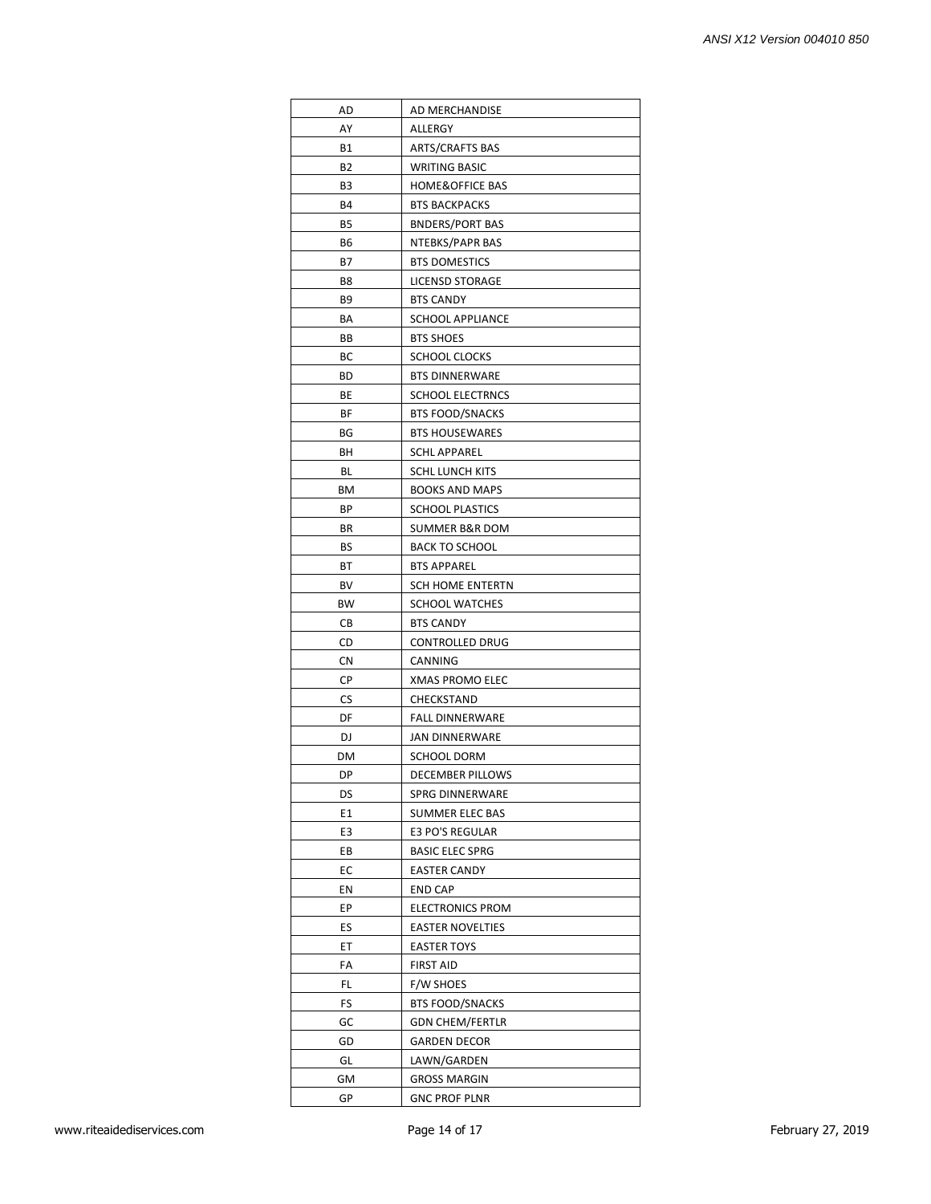| AD | AD MERCHANDISE |
|---|---|
| AY | ALLERGY |
| B1 | ARTS/CRAFTS BAS |
| B2 | WRITING BASIC |
| B3 | HOME&OFFICE BAS |
| B4 | BTS BACKPACKS |
| B5 | BNDERS/PORT BAS |
| B6 | NTEBKS/PAPR BAS |
| B7 | BTS DOMESTICS |
| B8 | LICENSD STORAGE |
| B9 | BTS CANDY |
| BA | SCHOOL APPLIANCE |
| BB | BTS SHOES |
| BC | SCHOOL CLOCKS |
| BD | BTS DINNERWARE |
| BE | SCHOOL ELECTRNCS |
| BF | BTS FOOD/SNACKS |
| BG | BTS HOUSEWARES |
| BH | SCHL APPAREL |
| BL | SCHL LUNCH KITS |
| BM | BOOKS AND MAPS |
| BP | SCHOOL PLASTICS |
| BR | SUMMER B&R DOM |
| BS | BACK TO SCHOOL |
| BT | BTS APPAREL |
| BV | SCH HOME ENTERTN |
| BW | SCHOOL WATCHES |
| CB | BTS CANDY |
| CD | CONTROLLED DRUG |
| CN | CANNING |
| CP | XMAS PROMO ELEC |
| CS | CHECKSTAND |
| DF | FALL DINNERWARE |
| DJ | JAN DINNERWARE |
| DM | SCHOOL DORM |
| DP | DECEMBER PILLOWS |
| DS | SPRG DINNERWARE |
| E1 | SUMMER ELEC BAS |
| E3 | E3 PO'S REGULAR |
| EB | BASIC ELEC SPRG |
| EC | EASTER CANDY |
| EN | END CAP |
| EP | ELECTRONICS PROM |
| ES | EASTER NOVELTIES |
| ET | EASTER TOYS |
| FA | FIRST AID |
| FL | F/W SHOES |
| FS | BTS FOOD/SNACKS |
| GC | GDN CHEM/FERTLR |
| GD | GARDEN DECOR |
| GL | LAWN/GARDEN |
| GM | GROSS MARGIN |
| GP | GNC PROF PLNR |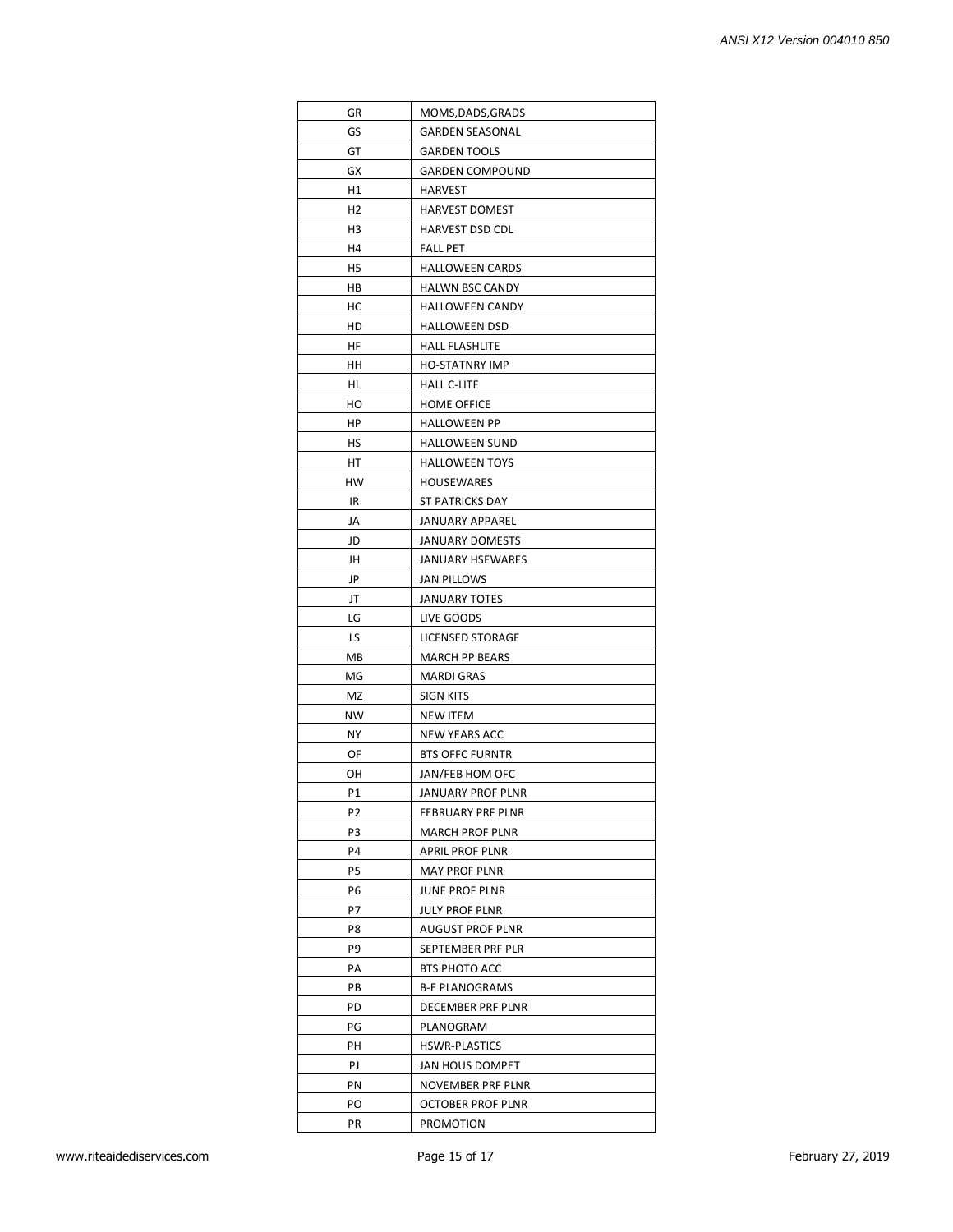| GR | MOMS,DADS,GRADS |
|---|---|
| GS | GARDEN SEASONAL |
| GT | GARDEN TOOLS |
| GX | GARDEN COMPOUND |
| H1 | HARVEST |
| H2 | HARVEST DOMEST |
| H3 | HARVEST DSD CDL |
| H4 | FALL PET |
| H5 | HALLOWEEN CARDS |
| HB | HALWN BSC CANDY |
| HC | HALLOWEEN CANDY |
| HD | HALLOWEEN DSD |
| HF | HALL FLASHLITE |
| HH | HO-STATNRY IMP |
| HL | HALL C-LITE |
| HO | HOME OFFICE |
| HP | HALLOWEEN PP |
| HS | HALLOWEEN SUND |
| HT | HALLOWEEN TOYS |
| HW | HOUSEWARES |
| IR | ST PATRICKS DAY |
| JA | JANUARY APPAREL |
| JD | JANUARY DOMESTS |
| JH | JANUARY HSEWARES |
| JP | JAN PILLOWS |
| JT | JANUARY TOTES |
| LG | LIVE GOODS |
| LS | LICENSED STORAGE |
| MB | MARCH PP BEARS |
| MG | MARDI GRAS |
| MZ | SIGN KITS |
| NW | NEW ITEM |
| NY | NEW YEARS ACC |
| OF | BTS OFFC FURNTR |
| OH | JAN/FEB HOM OFC |
| P1 | JANUARY PROF PLNR |
| P2 | FEBRUARY PRF PLNR |
| P3 | MARCH PROF PLNR |
| P4 | APRIL PROF PLNR |
| P5 | MAY PROF PLNR |
| P6 | JUNE PROF PLNR |
| P7 | JULY PROF PLNR |
| P8 | AUGUST PROF PLNR |
| P9 | SEPTEMBER PRF PLR |
| PA | BTS PHOTO ACC |
| PB | B-E PLANOGRAMS |
| PD | DECEMBER PRF PLNR |
| PG | PLANOGRAM |
| PH | HSWR-PLASTICS |
| PJ | JAN HOUS DOMPET |
| PN | NOVEMBER PRF PLNR |
| PO | OCTOBER PROF PLNR |
| PR | PROMOTION |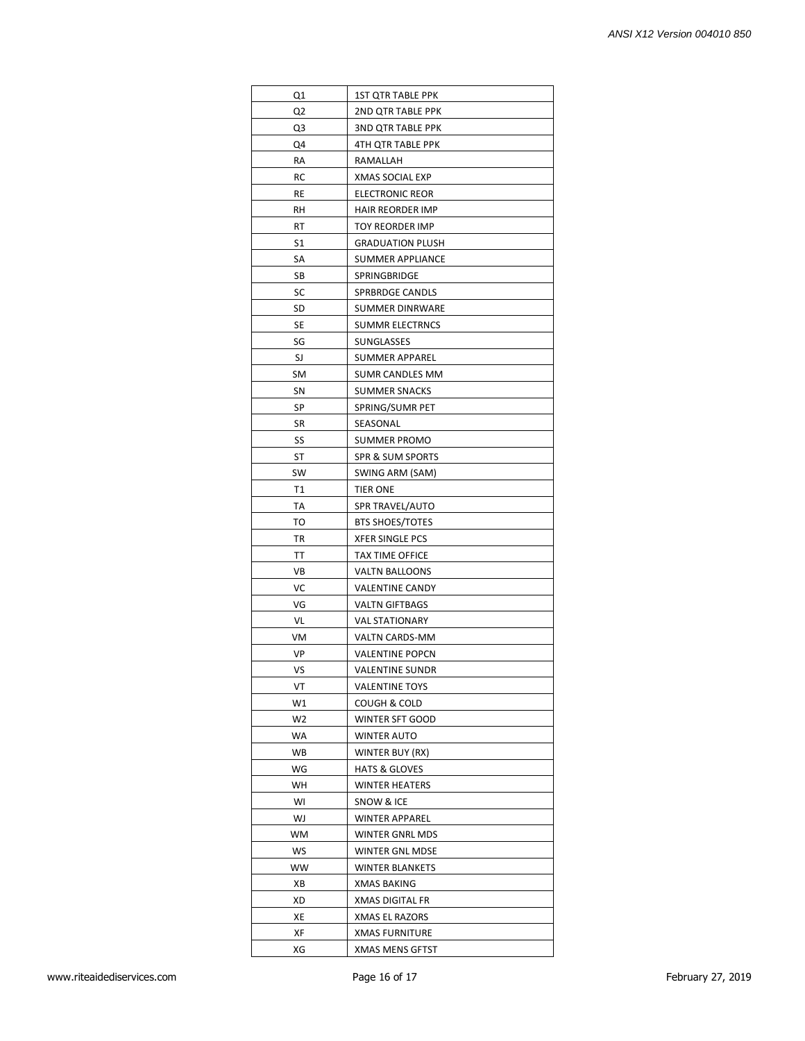| Q1 | 1ST QTR TABLE PPK |
|---|---|
| Q2 | 2ND QTR TABLE PPK |
| Q3 | 3ND QTR TABLE PPK |
| Q4 | 4TH QTR TABLE PPK |
| RA | RAMALLAH |
| RC | XMAS SOCIAL EXP |
| RE | ELECTRONIC REOR |
| RH | HAIR REORDER IMP |
| RT | TOY REORDER IMP |
| S1 | GRADUATION PLUSH |
| SA | SUMMER APPLIANCE |
| SB | SPRINGBRIDGE |
| SC | SPRBRDGE CANDLS |
| SD | SUMMER DINRWARE |
| SE | SUMMR ELECTRNCS |
| SG | SUNGLASSES |
| SJ | SUMMER APPAREL |
| SM | SUMR CANDLES MM |
| SN | SUMMER SNACKS |
| SP | SPRING/SUMR PET |
| SR | SEASONAL |
| SS | SUMMER PROMO |
| ST | SPR & SUM SPORTS |
| SW | SWING ARM (SAM) |
| T1 | TIER ONE |
| TA | SPR TRAVEL/AUTO |
| TO | BTS SHOES/TOTES |
| TR | XFER SINGLE PCS |
| TT | TAX TIME OFFICE |
| VB | VALTN BALLOONS |
| VC | VALENTINE CANDY |
| VG | VALTN GIFTBAGS |
| VL | VAL STATIONARY |
| VM | VALTN CARDS-MM |
| VP | VALENTINE POPCN |
| VS | VALENTINE SUNDR |
| VT | VALENTINE TOYS |
| W1 | COUGH & COLD |
| W2 | WINTER SFT GOOD |
| WA | WINTER AUTO |
| WB | WINTER BUY (RX) |
| WG | HATS & GLOVES |
| WH | WINTER HEATERS |
| WI | SNOW & ICE |
| WJ | WINTER APPAREL |
| WM | WINTER GNRL MDS |
| WS | WINTER GNL MDSE |
| WW | WINTER BLANKETS |
| XB | XMAS BAKING |
| XD | XMAS DIGITAL FR |
| XE | XMAS EL RAZORS |
| XF | XMAS FURNITURE |
| XG | XMAS MENS GFTST |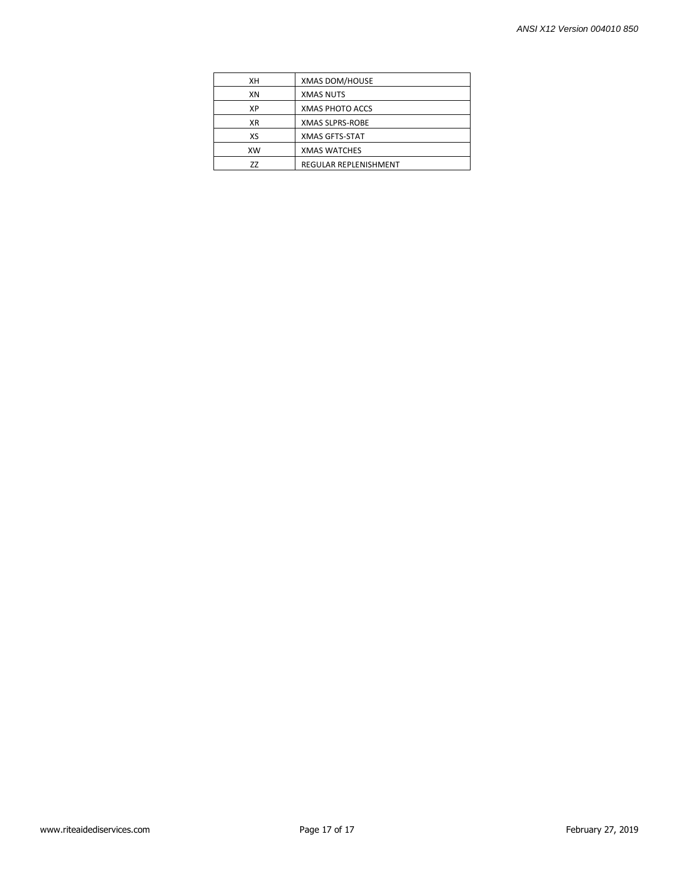| | |
|---|---|
| XH | XMAS DOM/HOUSE |
| XN | XMAS NUTS |
| XP | XMAS PHOTO ACCS |
| XR | XMAS SLPRS-ROBE |
| XS | XMAS GFTS-STAT |
| XW | XMAS WATCHES |
| ZZ | REGULAR REPLENISHMENT |